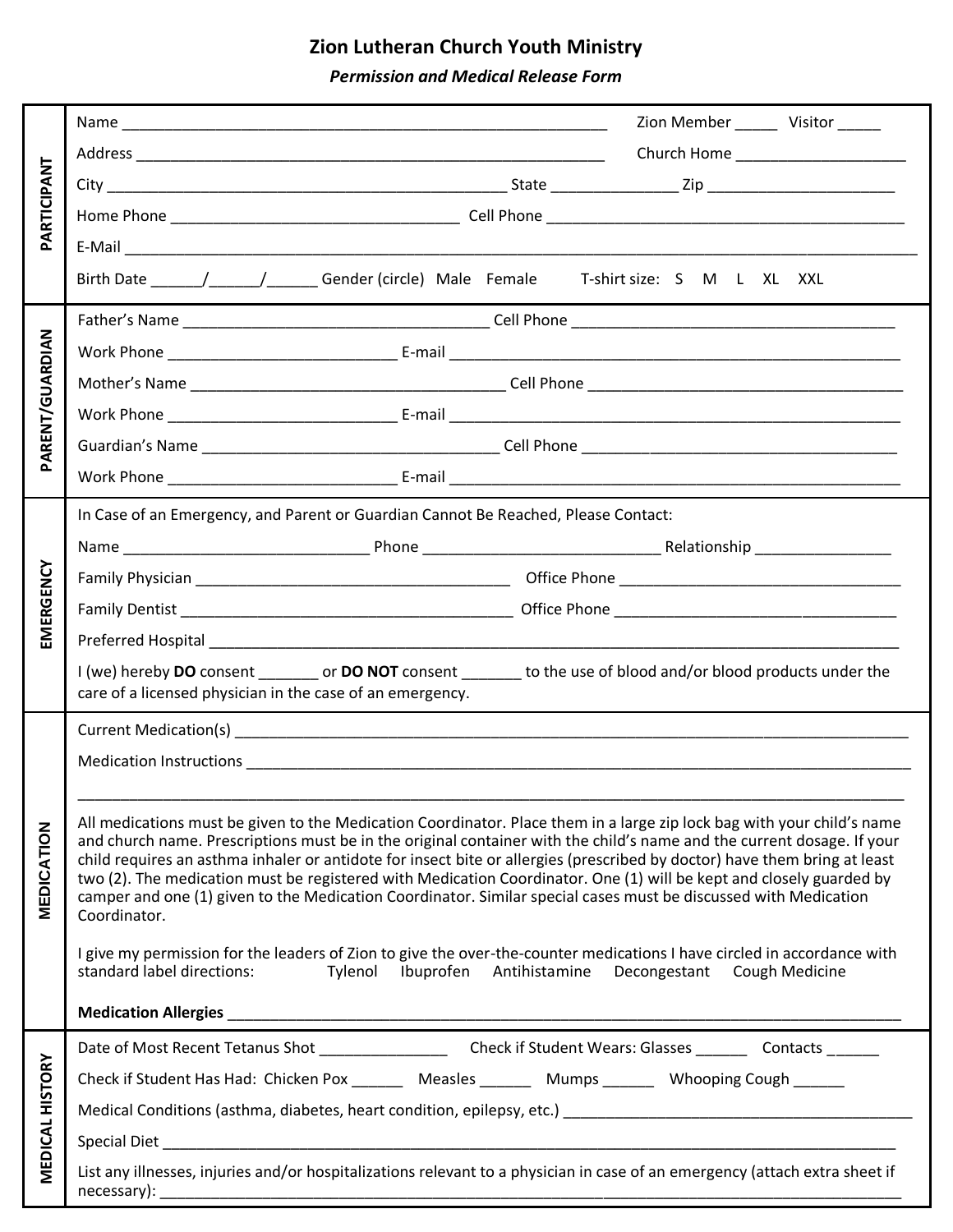# Zion Lutheran Church Youth Ministry

***Permission and Medical Release Form***

## PARTICIPANT

Name ____________________________________________________________ Zion Member _____ Visitor _____

Address ___________________________________________________________ Church Home ____________________

City _________________________________________________ State _______________ Zip _______________________

Home Phone ___________________________________ Cell Phone ____________________________________________

E-Mail ______________________________________________________________________________________________

Birth Date ______/______/______ Gender (circle) Male Female T-shirt size: S M L XL XXL

## PARENT/GUARDIAN

Father's Name ______________________________________ Cell Phone ________________________________________

Work Phone ____________________________ E-mail _________________________________________________________

Mother's Name ______________________________________ Cell Phone ________________________________________

Work Phone ____________________________ E-mail _________________________________________________________

Guardian's Name ____________________________________ Cell Phone ________________________________________

Work Phone ____________________________ E-mail _________________________________________________________

## EMERGENCY

In Case of an Emergency, and Parent or Guardian Cannot Be Reached, Please Contact:

Name ______________________________ Phone ____________________________ Relationship ________________

Family Physician _______________________________________ Office Phone __________________________________

Family Dentist _________________________________________ Office Phone __________________________________

Preferred Hospital ___________________________________________________________________________________

I (we) hereby **DO** consent _______ or **DO NOT** consent _______ to the use of blood and/or blood products under the care of a licensed physician in the case of an emergency.

## MEDICATION

Current Medication(s) ________________________________________________________________________________

Medication Instructions ______________________________________________________________________________

_____________________________________________________________________________________________________

All medications must be given to the Medication Coordinator. Place them in a large zip lock bag with your child's name and church name. Prescriptions must be in the original container with the child's name and the current dosage. If your child requires an asthma inhaler or antidote for insect bite or allergies (prescribed by doctor) have them bring at least two (2). The medication must be registered with Medication Coordinator. One (1) will be kept and closely guarded by camper and one (1) given to the Medication Coordinator. Similar special cases must be discussed with Medication Coordinator.

I give my permission for the leaders of Zion to give the over-the-counter medications I have circled in accordance with standard label directions: Tylenol Ibuprofen Antihistamine Decongestant Cough Medicine

**Medication Allergies** _______________________________________________________________________________

## MEDICAL HISTORY

Date of Most Recent Tetanus Shot _______________ Check if Student Wears: Glasses ______ Contacts ______

Check if Student Has Had: Chicken Pox ______ Measles ______ Mumps ______ Whooping Cough ______

Medical Conditions (asthma, diabetes, heart condition, epilepsy, etc.) __________________________________________

Special Diet _________________________________________________________________________________________

List any illnesses, injuries and/or hospitalizations relevant to a physician in case of an emergency (attach extra sheet if necessary): ____________________________________________________________________________________________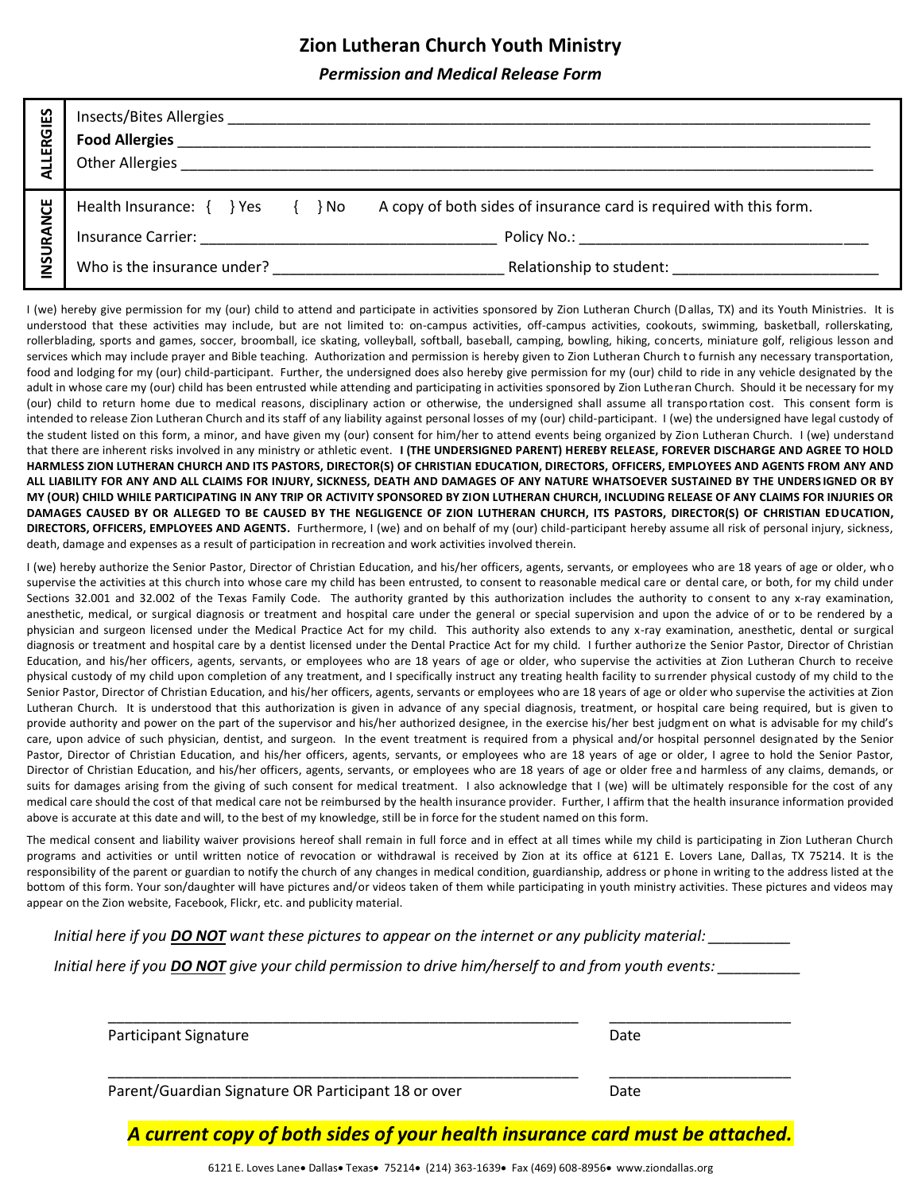## Zion Lutheran Church Youth Ministry

### *Permission and Medical Release Form*

| | |
|---|---|
| **ALLERGIES** | Insects/Bites Allergies ______________________________________________<br>**Food Allergies** ______________________________________________<br>Other Allergies ______________________________________________ |
| **INSURANCE** | Health Insurance: { } Yes { } No A copy of both sides of insurance card is required with this form.<br>Insurance Carrier: ______________________ Policy No.: ______________________<br>Who is the insurance under? ______________________ Relationship to student: ______________________ |

I (we) hereby give permission for my (our) child to attend and participate in activities sponsored by Zion Lutheran Church (Dallas, TX) and its Youth Ministries. It is understood that these activities may include, but are not limited to: on-campus activities, off-campus activities, cookouts, swimming, basketball, rollerskating, rollerblading, sports and games, soccer, broomball, ice skating, volleyball, softball, baseball, camping, bowling, hiking, concerts, miniature golf, religious lesson and services which may include prayer and Bible teaching. Authorization and permission is hereby given to Zion Lutheran Church to furnish any necessary transportation, food and lodging for my (our) child-participant. Further, the undersigned does also hereby give permission for my (our) child to ride in any vehicle designated by the adult in whose care my (our) child has been entrusted while attending and participating in activities sponsored by Zion Lutheran Church. Should it be necessary for my (our) child to return home due to medical reasons, disciplinary action or otherwise, the undersigned shall assume all transportation cost. This consent form is intended to release Zion Lutheran Church and its staff of any liability against personal losses of my (our) child-participant. I (we) the undersigned have legal custody of the student listed on this form, a minor, and have given my (our) consent for him/her to attend events being organized by Zion Lutheran Church. I (we) understand that there are inherent risks involved in any ministry or athletic event. **I (THE UNDERSIGNED PARENT) HEREBY RELEASE, FOREVER DISCHARGE AND AGREE TO HOLD HARMLESS ZION LUTHERAN CHURCH AND ITS PASTORS, DIRECTOR(S) OF CHRISTIAN EDUCATION, DIRECTORS, OFFICERS, EMPLOYEES AND AGENTS FROM ANY AND ALL LIABILITY FOR ANY AND ALL CLAIMS FOR INJURY, SICKNESS, DEATH AND DAMAGES OF ANY NATURE WHATSOEVER SUSTAINED BY THE UNDERSIGNED OR BY MY (OUR) CHILD WHILE PARTICIPATING IN ANY TRIP OR ACTIVITY SPONSORED BY ZION LUTHERAN CHURCH, INCLUDING RELEASE OF ANY CLAIMS FOR INJURIES OR DAMAGES CAUSED BY OR ALLEGED TO BE CAUSED BY THE NEGLIGENCE OF ZION LUTHERAN CHURCH, ITS PASTORS, DIRECTOR(S) OF CHRISTIAN EDUCATION, DIRECTORS, OFFICERS, EMPLOYEES AND AGENTS.** Furthermore, I (we) and on behalf of my (our) child-participant hereby assume all risk of personal injury, sickness, death, damage and expenses as a result of participation in recreation and work activities involved therein.

I (we) hereby authorize the Senior Pastor, Director of Christian Education, and his/her officers, agents, servants, or employees who are 18 years of age or older, who supervise the activities at this church into whose care my child has been entrusted, to consent to reasonable medical care or dental care, or both, for my child under Sections 32.001 and 32.002 of the Texas Family Code. The authority granted by this authorization includes the authority to consent to any x-ray examination, anesthetic, medical, or surgical diagnosis or treatment and hospital care under the general or special supervision and upon the advice of or to be rendered by a physician and surgeon licensed under the Medical Practice Act for my child. This authority also extends to any x-ray examination, anesthetic, dental or surgical diagnosis or treatment and hospital care by a dentist licensed under the Dental Practice Act for my child. I further authorize the Senior Pastor, Director of Christian Education, and his/her officers, agents, servants, or employees who are 18 years of age or older, who supervise the activities at Zion Lutheran Church to receive physical custody of my child upon completion of any treatment, and I specifically instruct any treating health facility to surrender physical custody of my child to the Senior Pastor, Director of Christian Education, and his/her officers, agents, servants or employees who are 18 years of age or older who supervise the activities at Zion Lutheran Church. It is understood that this authorization is given in advance of any special diagnosis, treatment, or hospital care being required, but is given to provide authority and power on the part of the supervisor and his/her authorized designee, in the exercise his/her best judgment on what is advisable for my child's care, upon advice of such physician, dentist, and surgeon. In the event treatment is required from a physical and/or hospital personnel designated by the Senior Pastor, Director of Christian Education, and his/her officers, agents, servants, or employees who are 18 years of age or older, I agree to hold the Senior Pastor, Director of Christian Education, and his/her officers, agents, servants, or employees who are 18 years of age or older free and harmless of any claims, demands, or suits for damages arising from the giving of such consent for medical treatment. I also acknowledge that I (we) will be ultimately responsible for the cost of any medical care should the cost of that medical care not be reimbursed by the health insurance provider. Further, I affirm that the health insurance information provided above is accurate at this date and will, to the best of my knowledge, still be in force for the student named on this form.

The medical consent and liability waiver provisions hereof shall remain in full force and in effect at all times while my child is participating in Zion Lutheran Church programs and activities or until written notice of revocation or withdrawal is received by Zion at its office at 6121 E. Lovers Lane, Dallas, TX 75214. It is the responsibility of the parent or guardian to notify the church of any changes in medical condition, guardianship, address or phone in writing to the address listed at the bottom of this form. Your son/daughter will have pictures and/or videos taken of them while participating in youth ministry activities. These pictures and videos may appear on the Zion website, Facebook, Flickr, etc. and publicity material.

*Initial here if you* ***DO NOT*** *want these pictures to appear on the internet or any publicity material:* __________

*Initial here if you* ***DO NOT*** *give your child permission to drive him/herself to and from youth events:* __________

_______________________________________ _______________

Participant Signature Date

_______________________________________ _______________

Parent/Guardian Signature OR Participant 18 or over Date

***A current copy of both sides of your health insurance card must be attached.***

6121 E. Loves Lane• Dallas• Texas• 75214• (214) 363-1639• Fax (469) 608-8956• www.ziondallas.org